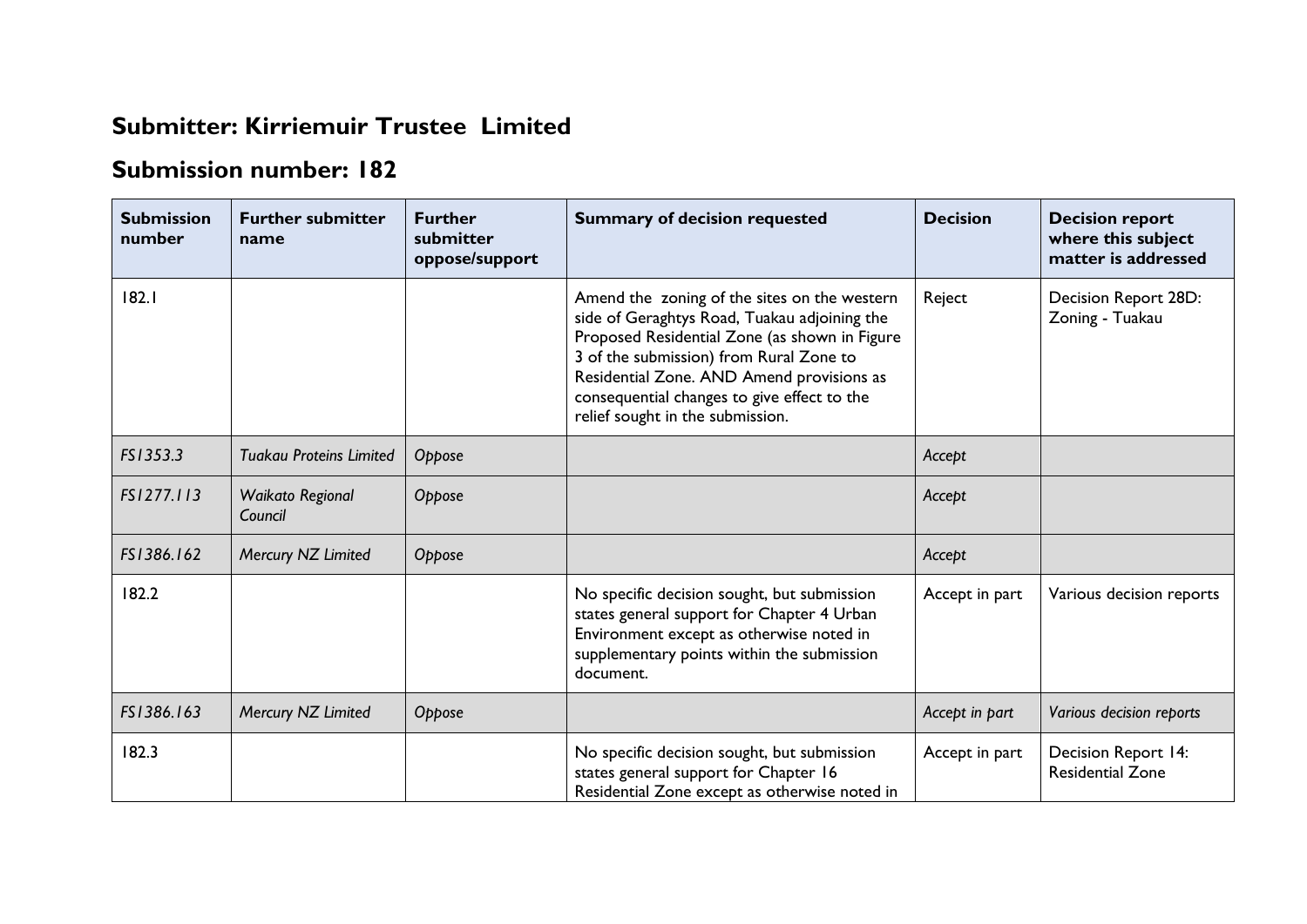## Submitter: Kirriemuir Trustee Limited

## Submission number: 182

| Submission number | Further submitter name | Further submitter oppose/support | Summary of decision requested | Decision | Decision report where this subject matter is addressed |
|---|---|---|---|---|---|
| 182.1 | | | Amend the zoning of the sites on the western side of Geraghtys Road, Tuakau adjoining the Proposed Residential Zone (as shown in Figure 3 of the submission) from Rural Zone to Residential Zone. AND Amend provisions as consequential changes to give effect to the relief sought in the submission. | Reject | Decision Report 28D: Zoning - Tuakau |
| *FS1353.3* | *Tuakau Proteins Limited* | *Oppose* | | *Accept* | |
| *FS1277.113* | *Waikato Regional Council* | *Oppose* | | *Accept* | |
| *FS1386.162* | *Mercury NZ Limited* | *Oppose* | | *Accept* | |
| 182.2 | | | No specific decision sought, but submission states general support for Chapter 4 Urban Environment except as otherwise noted in supplementary points within the submission document. | Accept in part | Various decision reports |
| *FS1386.163* | *Mercury NZ Limited* | *Oppose* | | *Accept in part* | *Various decision reports* |
| 182.3 | | | No specific decision sought, but submission states general support for Chapter 16 Residential Zone except as otherwise noted in | Accept in part | Decision Report 14: Residential Zone |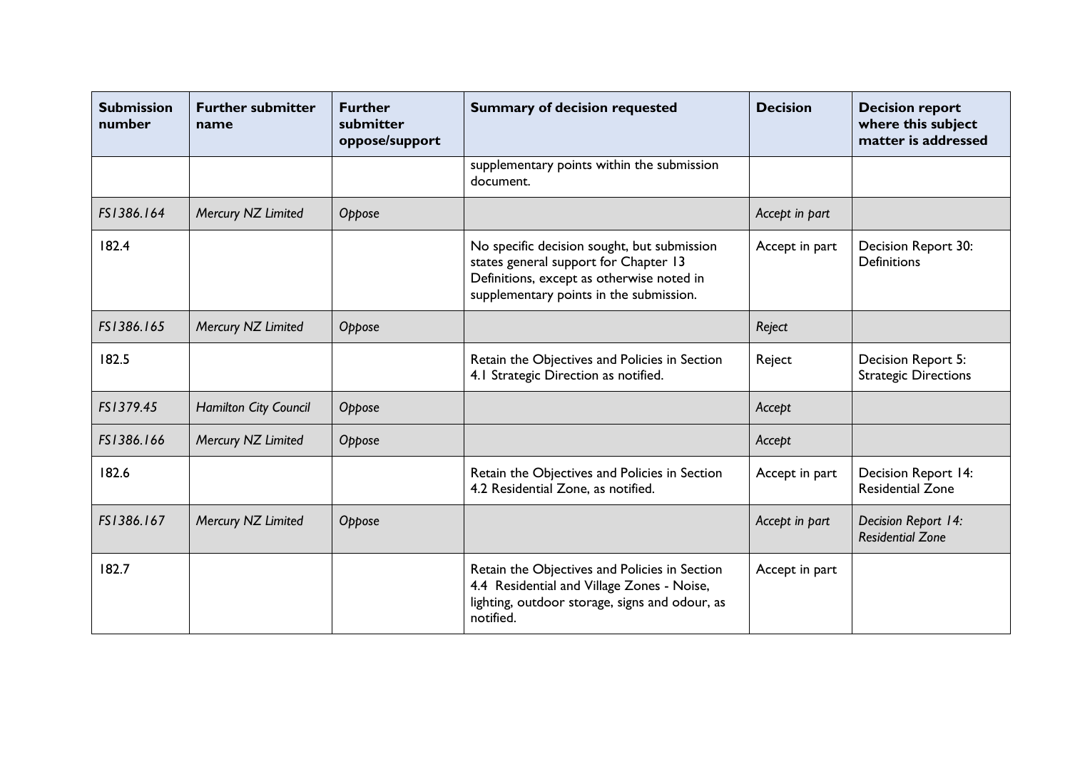| Submission number | Further submitter name | Further submitter oppose/support | Summary of decision requested | Decision | Decision report where this subject matter is addressed |
|---|---|---|---|---|---|
| | | | supplementary points within the submission document. | | |
| *FS1386.164* | *Mercury NZ Limited* | *Oppose* | | *Accept in part* | |
| 182.4 | | | No specific decision sought, but submission states general support for Chapter 13 Definitions, except as otherwise noted in supplementary points in the submission. | Accept in part | Decision Report 30: Definitions |
| *FS1386.165* | *Mercury NZ Limited* | *Oppose* | | *Reject* | |
| 182.5 | | | Retain the Objectives and Policies in Section 4.1 Strategic Direction as notified. | Reject | Decision Report 5: Strategic Directions |
| *FS1379.45* | *Hamilton City Council* | *Oppose* | | *Accept* | |
| *FS1386.166* | *Mercury NZ Limited* | *Oppose* | | *Accept* | |
| 182.6 | | | Retain the Objectives and Policies in Section 4.2 Residential Zone, as notified. | Accept in part | Decision Report 14: Residential Zone |
| *FS1386.167* | *Mercury NZ Limited* | *Oppose* | | *Accept in part* | *Decision Report 14: Residential Zone* |
| 182.7 | | | Retain the Objectives and Policies in Section 4.4 Residential and Village Zones - Noise, lighting, outdoor storage, signs and odour, as notified. | Accept in part | |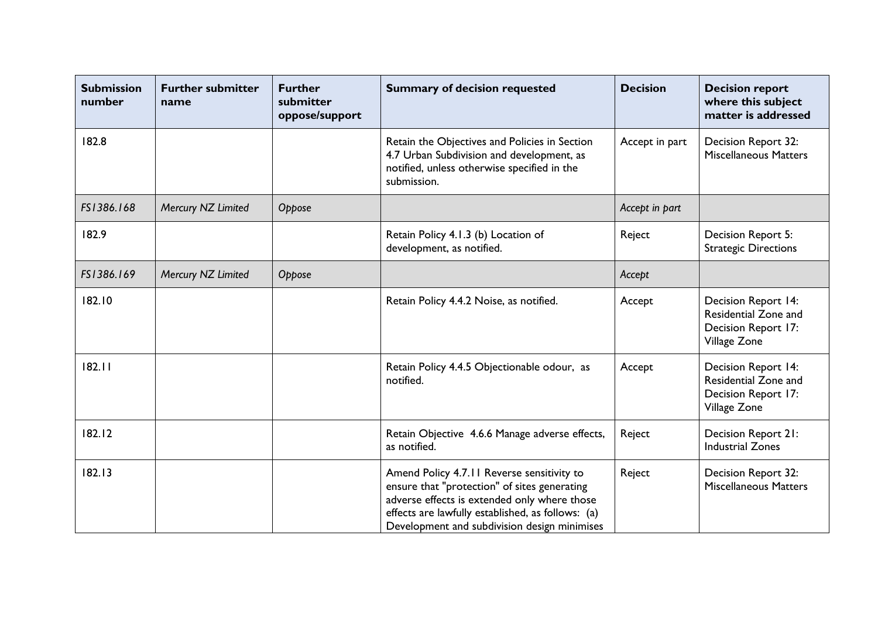| Submission number | Further submitter name | Further submitter oppose/support | Summary of decision requested | Decision | Decision report where this subject matter is addressed |
|---|---|---|---|---|---|
| 182.8 | | | Retain the Objectives and Policies in Section 4.7 Urban Subdivision and development, as notified, unless otherwise specified in the submission. | Accept in part | Decision Report 32: Miscellaneous Matters |
| *FS1386.168* | *Mercury NZ Limited* | *Oppose* | | *Accept in part* | |
| 182.9 | | | Retain Policy 4.1.3 (b) Location of development, as notified. | Reject | Decision Report 5: Strategic Directions |
| *FS1386.169* | *Mercury NZ Limited* | *Oppose* | | *Accept* | |
| 182.10 | | | Retain Policy 4.4.2 Noise, as notified. | Accept | Decision Report 14: Residential Zone and Decision Report 17: Village Zone |
| 182.11 | | | Retain Policy 4.4.5 Objectionable odour, as notified. | Accept | Decision Report 14: Residential Zone and Decision Report 17: Village Zone |
| 182.12 | | | Retain Objective 4.6.6 Manage adverse effects, as notified. | Reject | Decision Report 21: Industrial Zones |
| 182.13 | | | Amend Policy 4.7.11 Reverse sensitivity to ensure that "protection" of sites generating adverse effects is extended only where those effects are lawfully established, as follows: (a) Development and subdivision design minimises | Reject | Decision Report 32: Miscellaneous Matters |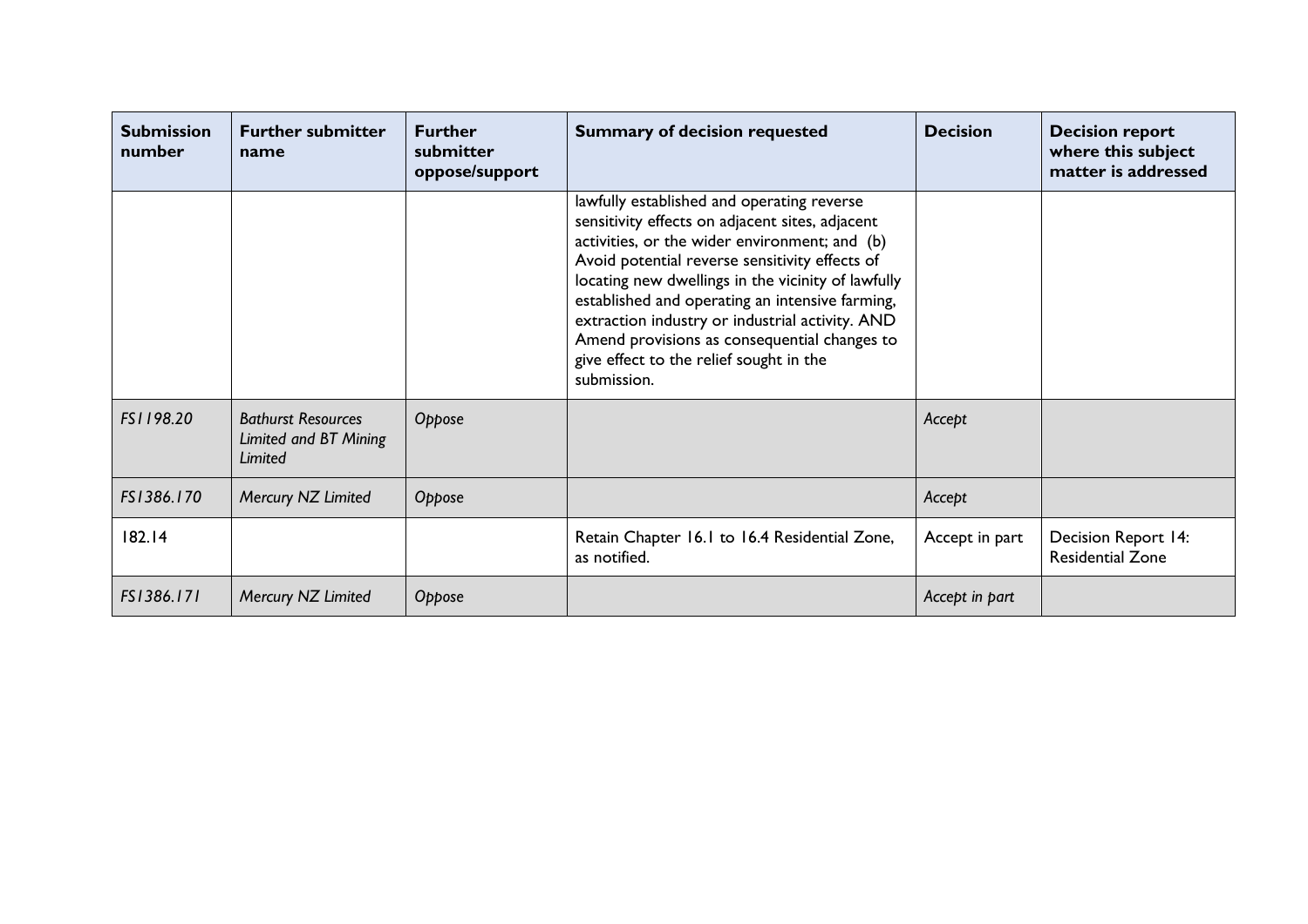| Submission number | Further submitter name | Further submitter oppose/support | Summary of decision requested | Decision | Decision report where this subject matter is addressed |
|---|---|---|---|---|---|
| | | | lawfully established and operating reverse sensitivity effects on adjacent sites, adjacent activities, or the wider environment; and (b) Avoid potential reverse sensitivity effects of locating new dwellings in the vicinity of lawfully established and operating an intensive farming, extraction industry or industrial activity. AND Amend provisions as consequential changes to give effect to the relief sought in the submission. | | |
| *FS1198.20* | *Bathurst Resources Limited and BT Mining Limited* | *Oppose* | | *Accept* | |
| *FS1386.170* | *Mercury NZ Limited* | *Oppose* | | *Accept* | |
| 182.14 | | | Retain Chapter 16.1 to 16.4 Residential Zone, as notified. | Accept in part | Decision Report 14: Residential Zone |
| *FS1386.171* | *Mercury NZ Limited* | *Oppose* | | *Accept in part* | |